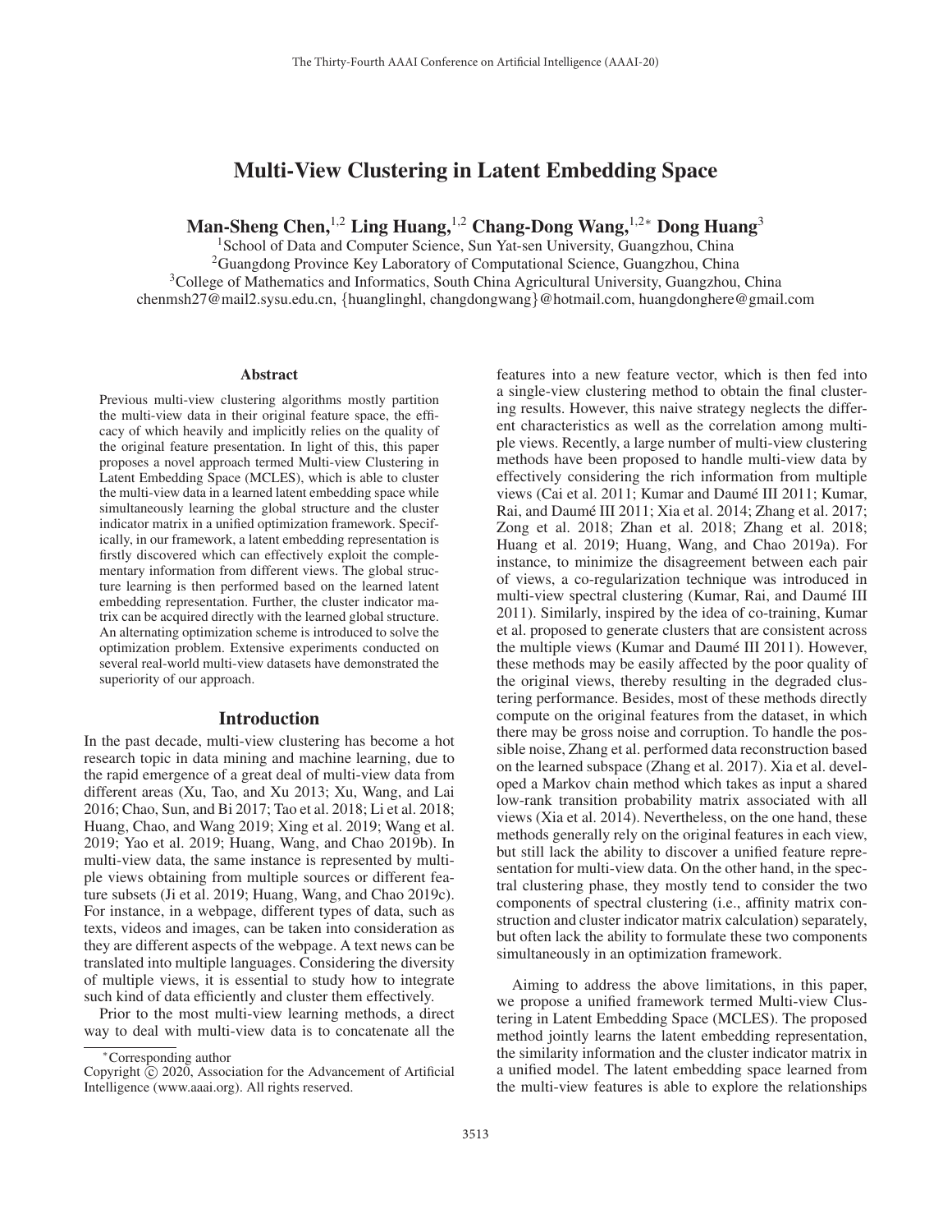# Multi-View Clustering in Latent Embedding Space

**Man-Sheng Chen,[1,2] Ling Huang,[1,2] Chang-Dong Wang,[1,2*] Dong Huang[3]**

[1]School of Data and Computer Science, Sun Yat-sen University, Guangzhou, China
[2]Guangdong Province Key Laboratory of Computational Science, Guangzhou, China
[3]College of Mathematics and Informatics, South China Agricultural University, Guangzhou, China
chenmsh27@mail2.sysu.edu.cn, {huanglinghl, changdongwang}@hotmail.com, huangdonghere@gmail.com

## Abstract

Previous multi-view clustering algorithms mostly partition the multi-view data in their original feature space, the efficacy of which heavily and implicitly relies on the quality of the original feature presentation. In light of this, this paper proposes a novel approach termed Multi-view Clustering in Latent Embedding Space (MCLES), which is able to cluster the multi-view data in a learned latent embedding space while simultaneously learning the global structure and the cluster indicator matrix in a unified optimization framework. Specifically, in our framework, a latent embedding representation is firstly discovered which can effectively exploit the complementary information from different views. The global structure learning is then performed based on the learned latent embedding representation. Further, the cluster indicator matrix can be acquired directly with the learned global structure. An alternating optimization scheme is introduced to solve the optimization problem. Extensive experiments conducted on several real-world multi-view datasets have demonstrated the superiority of our approach.

## Introduction

In the past decade, multi-view clustering has become a hot research topic in data mining and machine learning, due to the rapid emergence of a great deal of multi-view data from different areas (Xu, Tao, and Xu 2013; Xu, Wang, and Lai 2016; Chao, Sun, and Bi 2017; Tao et al. 2018; Li et al. 2018; Huang, Chao, and Wang 2019; Xing et al. 2019; Wang et al. 2019; Yao et al. 2019; Huang, Wang, and Chao 2019b). In multi-view data, the same instance is represented by multiple views obtaining from multiple sources or different feature subsets (Ji et al. 2019; Huang, Wang, and Chao 2019c). For instance, in a webpage, different types of data, such as texts, videos and images, can be taken into consideration as they are different aspects of the webpage. A text news can be translated into multiple languages. Considering the diversity of multiple views, it is essential to study how to integrate such kind of data efficiently and cluster them effectively.

Prior to the most multi-view learning methods, a direct way to deal with multi-view data is to concatenate all the features into a new feature vector, which is then fed into a single-view clustering method to obtain the final clustering results. However, this naive strategy neglects the different characteristics as well as the correlation among multiple views. Recently, a large number of multi-view clustering methods have been proposed to handle multi-view data by effectively considering the rich information from multiple views (Cai et al. 2011; Kumar and Daumé III 2011; Kumar, Rai, and Daumé III 2011; Xia et al. 2014; Zhang et al. 2017; Zong et al. 2018; Zhan et al. 2018; Zhang et al. 2018; Huang et al. 2019; Huang, Wang, and Chao 2019a). For instance, to minimize the disagreement between each pair of views, a co-regularization technique was introduced in multi-view spectral clustering (Kumar, Rai, and Daumé III 2011). Similarly, inspired by the idea of co-training, Kumar et al. proposed to generate clusters that are consistent across the multiple views (Kumar and Daumé III 2011). However, these methods may be easily affected by the poor quality of the original views, thereby resulting in the degraded clustering performance. Besides, most of these methods directly compute on the original features from the dataset, in which there may be gross noise and corruption. To handle the possible noise, Zhang et al. performed data reconstruction based on the learned subspace (Zhang et al. 2017). Xia et al. developed a Markov chain method which takes as input a shared low-rank transition probability matrix associated with all views (Xia et al. 2014). Nevertheless, on the one hand, these methods generally rely on the original features in each view, but still lack the ability to discover a unified feature representation for multi-view data. On the other hand, in the spectral clustering phase, they mostly tend to consider the two components of spectral clustering (i.e., affinity matrix construction and cluster indicator matrix calculation) separately, but often lack the ability to formulate these two components simultaneously in an optimization framework.

Aiming to address the above limitations, in this paper, we propose a unified framework termed Multi-view Clustering in Latent Embedding Space (MCLES). The proposed method jointly learns the latent embedding representation, the similarity information and the cluster indicator matrix in a unified model. The latent embedding space learned from the multi-view features is able to explore the relationships

*Corresponding author

Copyright © 2020, Association for the Advancement of Artificial Intelligence (www.aaai.org). All rights reserved.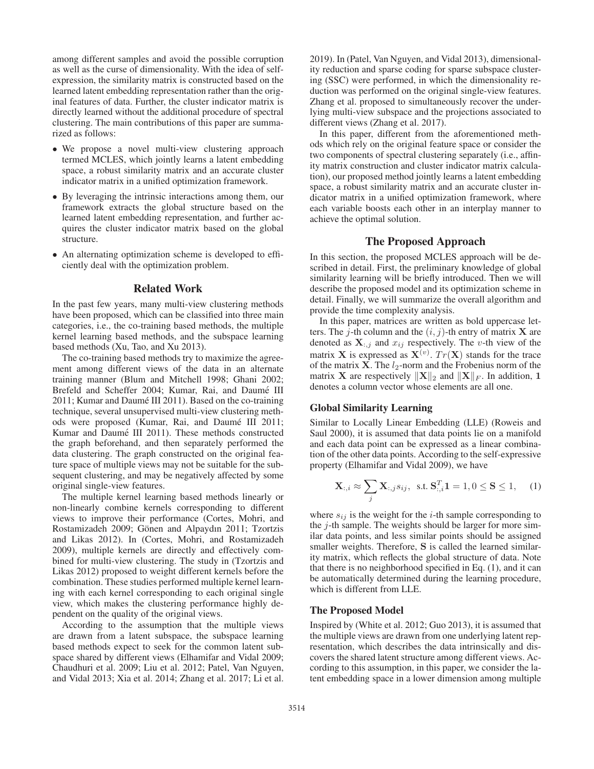among different samples and avoid the possible corruption as well as the curse of dimensionality. With the idea of self-expression, the similarity matrix is constructed based on the learned latent embedding representation rather than the original features of data. Further, the cluster indicator matrix is directly learned without the additional procedure of spectral clustering. The main contributions of this paper are summarized as follows:

- We propose a novel multi-view clustering approach termed MCLES, which jointly learns a latent embedding space, a robust similarity matrix and an accurate cluster indicator matrix in a unified optimization framework.
- By leveraging the intrinsic interactions among them, our framework extracts the global structure based on the learned latent embedding representation, and further acquires the cluster indicator matrix based on the global structure.
- An alternating optimization scheme is developed to efficiently deal with the optimization problem.

## Related Work

In the past few years, many multi-view clustering methods have been proposed, which can be classified into three main categories, i.e., the co-training based methods, the multiple kernel learning based methods, and the subspace learning based methods (Xu, Tao, and Xu 2013).

The co-training based methods try to maximize the agreement among different views of the data in an alternate training manner (Blum and Mitchell 1998; Ghani 2002; Brefeld and Scheffer 2004; Kumar, Rai, and Daumé III 2011; Kumar and Daumé III 2011). Based on the co-training technique, several unsupervised multi-view clustering methods were proposed (Kumar, Rai, and Daumé III 2011; Kumar and Daumé III 2011). These methods constructed the graph beforehand, and then separately performed the data clustering. The graph constructed on the original feature space of multiple views may not be suitable for the subsequent clustering, and may be negatively affected by some original single-view features.

The multiple kernel learning based methods linearly or non-linearly combine kernels corresponding to different views to improve their performance (Cortes, Mohri, and Rostamizadeh 2009; Gönen and Alpaydın 2011; Tzortzis and Likas 2012). In (Cortes, Mohri, and Rostamizadeh 2009), multiple kernels are directly and effectively combined for multi-view clustering. The study in (Tzortzis and Likas 2012) proposed to weight different kernels before the combination. These studies performed multiple kernel learning with each kernel corresponding to each original single view, which makes the clustering performance highly dependent on the quality of the original views.

According to the assumption that the multiple views are drawn from a latent subspace, the subspace learning based methods expect to seek for the common latent subspace shared by different views (Elhamifar and Vidal 2009; Chaudhuri et al. 2009; Liu et al. 2012; Patel, Van Nguyen, and Vidal 2013; Xia et al. 2014; Zhang et al. 2017; Li et al. 2019). In (Patel, Van Nguyen, and Vidal 2013), dimensionality reduction and sparse coding for sparse subspace clustering (SSC) were performed, in which the dimensionality reduction was performed on the original single-view features. Zhang et al. proposed to simultaneously recover the underlying multi-view subspace and the projections associated to different views (Zhang et al. 2017).

In this paper, different from the aforementioned methods which rely on the original feature space or consider the two components of spectral clustering separately (i.e., affinity matrix construction and cluster indicator matrix calculation), our proposed method jointly learns a latent embedding space, a robust similarity matrix and an accurate cluster indicator matrix in a unified optimization framework, where each variable boosts each other in an interplay manner to achieve the optimal solution.

## The Proposed Approach

In this section, the proposed MCLES approach will be described in detail. First, the preliminary knowledge of global similarity learning will be briefly introduced. Then we will describe the proposed model and its optimization scheme in detail. Finally, we will summarize the overall algorithm and provide the time complexity analysis.

In this paper, matrices are written as bold uppercase letters. The $j$-th column and the $(i, j)$-th entry of matrix $\mathbf{X}$ are denoted as $\mathbf{X}_{:,j}$ and $x_{ij}$ respectively. The $v$-th view of the matrix $\mathbf{X}$ is expressed as $\mathbf{X}^{(v)}$. $Tr(\mathbf{X})$ stands for the trace of the matrix $\mathbf{X}$. The $l_2$-norm and the Frobenius norm of the matrix $\mathbf{X}$ are respectively $\|\mathbf{X}\|_2$ and $\|\mathbf{X}\|_F$. In addition, $\mathbf{1}$ denotes a column vector whose elements are all one.

### Global Similarity Learning

Similar to Locally Linear Embedding (LLE) (Roweis and Saul 2000), it is assumed that data points lie on a manifold and each data point can be expressed as a linear combination of the other data points. According to the self-expressive property (Elhamifar and Vidal 2009), we have

$$\mathbf{X}_{:,i} \approx \sum_{j} \mathbf{X}_{:,j} s_{ij}, \;\; \text{s.t.} \; \mathbf{S}_{:,i}^T \mathbf{1} = 1, 0 \leq \mathbf{S} \leq 1, \tag{1}$$

where $s_{ij}$ is the weight for the $i$-th sample corresponding to the $j$-th sample. The weights should be larger for more similar data points, and less similar points should be assigned smaller weights. Therefore, $\mathbf{S}$ is called the learned similarity matrix, which reflects the global structure of data. Note that there is no neighborhood specified in Eq. (1), and it can be automatically determined during the learning procedure, which is different from LLE.

### The Proposed Model

Inspired by (White et al. 2012; Guo 2013), it is assumed that the multiple views are drawn from one underlying latent representation, which describes the data intrinsically and discovers the shared latent structure among different views. According to this assumption, in this paper, we consider the latent embedding space in a lower dimension among multiple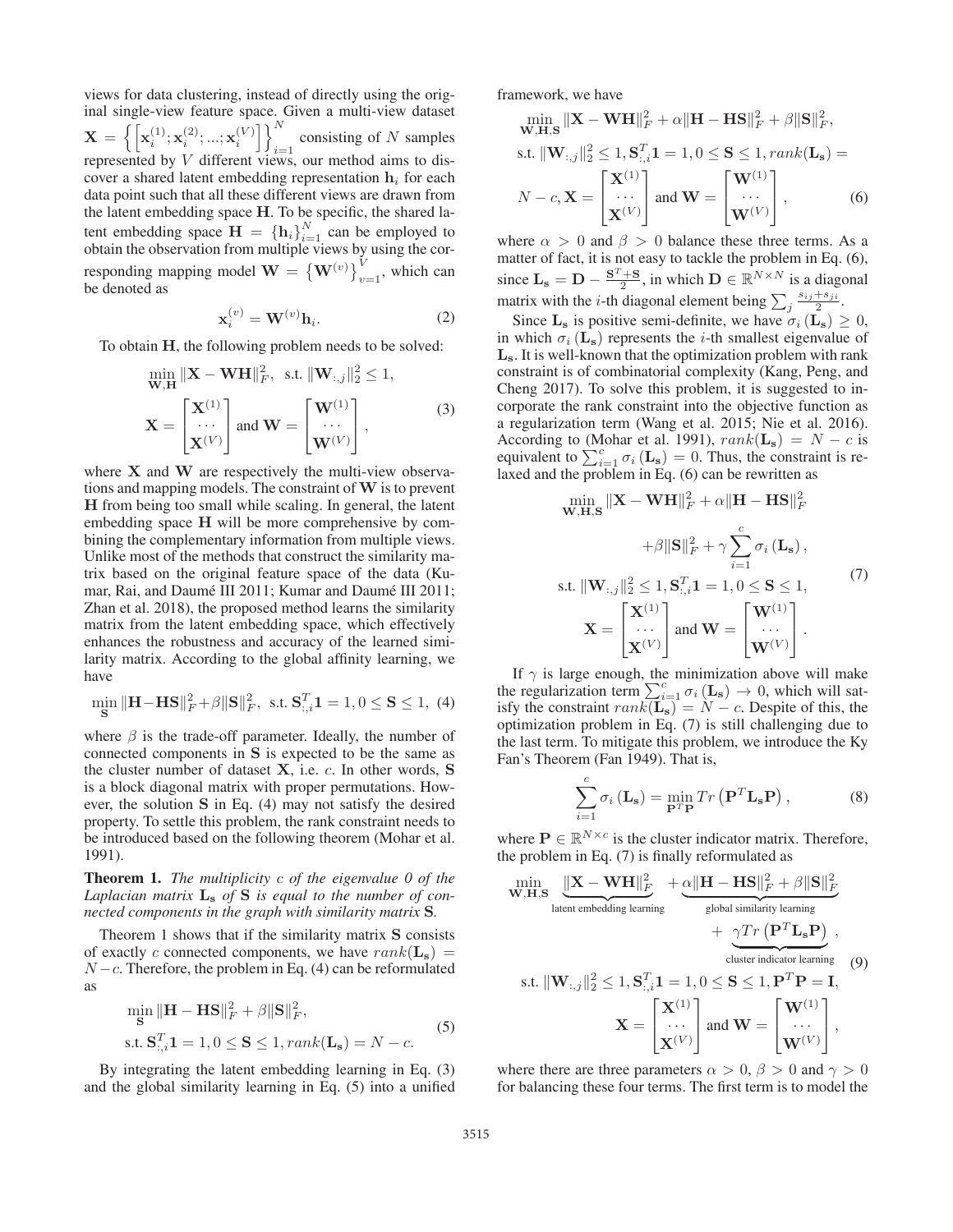views for data clustering, instead of directly using the original single-view feature space. Given a multi-view dataset $\mathbf{X} = \left\{\left[\mathbf{x}_i^{(1)}; \mathbf{x}_i^{(2)}; ...; \mathbf{x}_i^{(V)}\right]\right\}_{i=1}^N$ consisting of $N$ samples represented by $V$ different views, our method aims to discover a shared latent embedding representation $\mathbf{h}_i$ for each data point such that all these different views are drawn from the latent embedding space $\mathbf{H}$. To be specific, the shared latent embedding space $\mathbf{H} = \{\mathbf{h}_i\}_{i=1}^N$ can be employed to obtain the observation from multiple views by using the corresponding mapping model $\mathbf{W} = \left\{\mathbf{W}^{(v)}\right\}_{v=1}^V$, which can be denoted as

$$\mathbf{x}_i^{(v)} = \mathbf{W}^{(v)}\mathbf{h}_i. \tag{2}$$

To obtain $\mathbf{H}$, the following problem needs to be solved:

$$\begin{aligned} &\min_{\mathbf{W},\mathbf{H}} \|\mathbf{X} - \mathbf{W}\mathbf{H}\|_F^2, \text{ s.t. } \|\mathbf{W}_{:,j}\|_2^2 \leq 1, \\ &\mathbf{X} = \begin{bmatrix} \mathbf{X}^{(1)} \\ \cdots \\ \mathbf{X}^{(V)} \end{bmatrix} \text{ and } \mathbf{W} = \begin{bmatrix} \mathbf{W}^{(1)} \\ \cdots \\ \mathbf{W}^{(V)} \end{bmatrix}, \end{aligned} \tag{3}$$

where $\mathbf{X}$ and $\mathbf{W}$ are respectively the multi-view observations and mapping models. The constraint of $\mathbf{W}$ is to prevent $\mathbf{H}$ from being too small while scaling. In general, the latent embedding space $\mathbf{H}$ will be more comprehensive by combining the complementary information from multiple views. Unlike most of the methods that construct the similarity matrix based on the original feature space of the data (Kumar, Rai, and Daumé III 2011; Kumar and Daumé III 2011; Zhan et al. 2018), the proposed method learns the similarity matrix from the latent embedding space, which effectively enhances the robustness and accuracy of the learned similarity matrix. According to the global affinity learning, we have

$$\min_{\mathbf{S}} \|\mathbf{H} - \mathbf{H}\mathbf{S}\|_F^2 + \beta\|\mathbf{S}\|_F^2, \text{ s.t. } \mathbf{S}_{:,i}^T\mathbf{1} = 1, 0 \leq \mathbf{S} \leq 1, \tag{4}$$

where $\beta$ is the trade-off parameter. Ideally, the number of connected components in $\mathbf{S}$ is expected to be the same as the cluster number of dataset $\mathbf{X}$, i.e. $c$. In other words, $\mathbf{S}$ is a block diagonal matrix with proper permutations. However, the solution $\mathbf{S}$ in Eq. (4) may not satisfy the desired property. To settle this problem, the rank constraint needs to be introduced based on the following theorem (Mohar et al. 1991).

**Theorem 1.** *The multiplicity $c$ of the eigenvalue 0 of the Laplacian matrix $\mathbf{L_s}$ of $\mathbf{S}$ is equal to the number of connected components in the graph with similarity matrix $\mathbf{S}$.*

Theorem 1 shows that if the similarity matrix $\mathbf{S}$ consists of exactly $c$ connected components, we have $rank(\mathbf{L_s}) = N - c$. Therefore, the problem in Eq. (4) can be reformulated as

$$\begin{aligned} &\min_{\mathbf{S}} \|\mathbf{H} - \mathbf{H}\mathbf{S}\|_F^2 + \beta\|\mathbf{S}\|_F^2, \\ &\text{s.t. } \mathbf{S}_{:,i}^T\mathbf{1} = 1, 0 \leq \mathbf{S} \leq 1, rank(\mathbf{L_s}) = N - c. \end{aligned} \tag{5}$$

By integrating the latent embedding learning in Eq. (3) and the global similarity learning in Eq. (5) into a unified framework, we have

$$\begin{aligned} &\min_{\mathbf{W},\mathbf{H},\mathbf{S}} \|\mathbf{X} - \mathbf{W}\mathbf{H}\|_F^2 + \alpha\|\mathbf{H} - \mathbf{H}\mathbf{S}\|_F^2 + \beta\|\mathbf{S}\|_F^2, \\ &\text{s.t. } \|\mathbf{W}_{:,j}\|_2^2 \leq 1, \mathbf{S}_{:,i}^T\mathbf{1} = 1, 0 \leq \mathbf{S} \leq 1, rank(\mathbf{L_s}) = \\ &N - c, \mathbf{X} = \begin{bmatrix} \mathbf{X}^{(1)} \\ \cdots \\ \mathbf{X}^{(V)} \end{bmatrix} \text{ and } \mathbf{W} = \begin{bmatrix} \mathbf{W}^{(1)} \\ \cdots \\ \mathbf{W}^{(V)} \end{bmatrix}, \end{aligned} \tag{6}$$

where $\alpha > 0$ and $\beta > 0$ balance these three terms. As a matter of fact, it is not easy to tackle the problem in Eq. (6), since $\mathbf{L_s} = \mathbf{D} - \frac{\mathbf{S}^T + \mathbf{S}}{2}$, in which $\mathbf{D} \in \mathbb{R}^{N \times N}$ is a diagonal matrix with the $i$-th diagonal element being $\sum_j \frac{s_{ij} + s_{ji}}{2}$.

Since $\mathbf{L_s}$ is positive semi-definite, we have $\sigma_i(\mathbf{L_s}) \geq 0$, in which $\sigma_i(\mathbf{L_s})$ represents the $i$-th smallest eigenvalue of $\mathbf{L_s}$. It is well-known that the optimization problem with rank constraint is of combinatorial complexity (Kang, Peng, and Cheng 2017). To solve this problem, it is suggested to incorporate the rank constraint into the objective function as a regularization term (Wang et al. 2015; Nie et al. 2016). According to (Mohar et al. 1991), $rank(\mathbf{L_s}) = N - c$ is equivalent to $\sum_{i=1}^c \sigma_i(\mathbf{L_s}) = 0$. Thus, the constraint is relaxed and the problem in Eq. (6) can be rewritten as

$$\begin{aligned} &\min_{\mathbf{W},\mathbf{H},\mathbf{S}} \|\mathbf{X} - \mathbf{W}\mathbf{H}\|_F^2 + \alpha\|\mathbf{H} - \mathbf{H}\mathbf{S}\|_F^2 \\ &\quad + \beta\|\mathbf{S}\|_F^2 + \gamma\sum_{i=1}^c \sigma_i(\mathbf{L_s}), \\ &\text{s.t. } \|\mathbf{W}_{:,j}\|_2^2 \leq 1, \mathbf{S}_{:,i}^T\mathbf{1} = 1, 0 \leq \mathbf{S} \leq 1, \\ &\mathbf{X} = \begin{bmatrix} \mathbf{X}^{(1)} \\ \cdots \\ \mathbf{X}^{(V)} \end{bmatrix} \text{ and } \mathbf{W} = \begin{bmatrix} \mathbf{W}^{(1)} \\ \cdots \\ \mathbf{W}^{(V)} \end{bmatrix}. \end{aligned} \tag{7}$$

If $\gamma$ is large enough, the minimization above will make the regularization term $\sum_{i=1}^c \sigma_i(\mathbf{L_s}) \to 0$, which will satisfy the constraint $rank(\mathbf{L_s}) = N - c$. Despite of this, the optimization problem in Eq. (7) is still challenging due to the last term. To mitigate this problem, we introduce the Ky Fan's Theorem (Fan 1949). That is,

$$\sum_{i=1}^c \sigma_i(\mathbf{L_s}) = \min_{\mathbf{P}^T\mathbf{P}} Tr\left(\mathbf{P}^T\mathbf{L_s}\mathbf{P}\right), \tag{8}$$

where $\mathbf{P} \in \mathbb{R}^{N \times c}$ is the cluster indicator matrix. Therefore, the problem in Eq. (7) is finally reformulated as

$$\begin{aligned} &\min_{\mathbf{W},\mathbf{H},\mathbf{S}} \underbrace{\|\mathbf{X} - \mathbf{W}\mathbf{H}\|_F^2}_{\text{latent embedding learning}} + \underbrace{\alpha\|\mathbf{H} - \mathbf{H}\mathbf{S}\|_F^2 + \beta\|\mathbf{S}\|_F^2}_{\text{global similarity learning}} \\ &\quad + \underbrace{\gamma Tr\left(\mathbf{P}^T\mathbf{L_s}\mathbf{P}\right)}_{\text{cluster indicator learning}}, \\ &\text{s.t. } \|\mathbf{W}_{:,j}\|_2^2 \leq 1, \mathbf{S}_{:,i}^T\mathbf{1} = 1, 0 \leq \mathbf{S} \leq 1, \mathbf{P}^T\mathbf{P} = \mathbf{I}, \\ &\mathbf{X} = \begin{bmatrix} \mathbf{X}^{(1)} \\ \cdots \\ \mathbf{X}^{(V)} \end{bmatrix} \text{ and } \mathbf{W} = \begin{bmatrix} \mathbf{W}^{(1)} \\ \cdots \\ \mathbf{W}^{(V)} \end{bmatrix}, \end{aligned} \tag{9}$$

where there are three parameters $\alpha > 0$, $\beta > 0$ and $\gamma > 0$ for balancing these four terms. The first term is to model the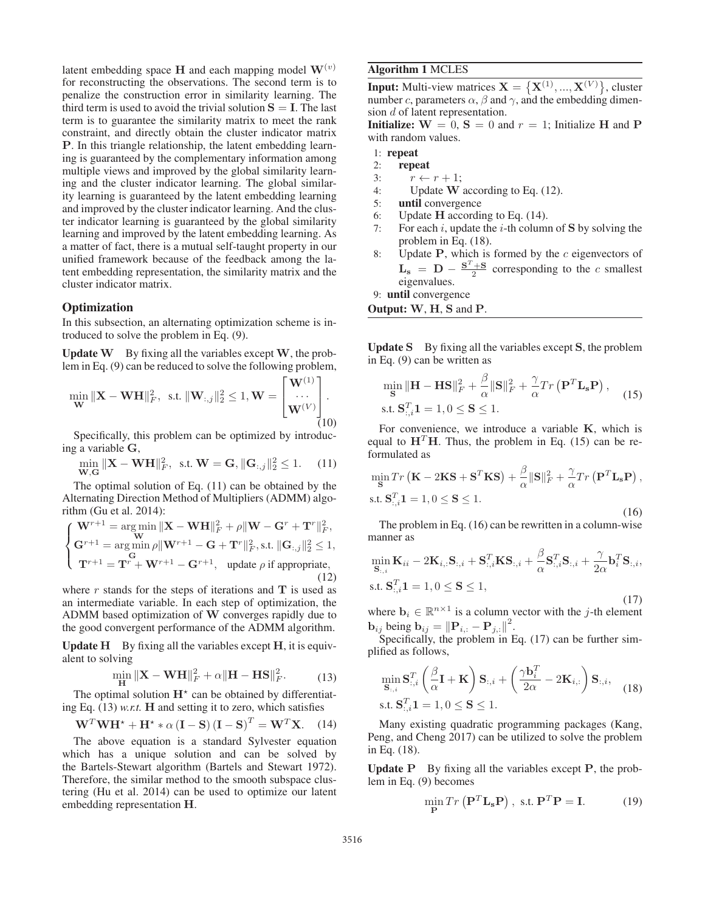latent embedding space $\mathbf{H}$ and each mapping model $\mathbf{W}^{(v)}$ for reconstructing the observations. The second term is to penalize the construction error in similarity learning. The third term is used to avoid the trivial solution $\mathbf{S} = \mathbf{I}$. The last term is to guarantee the similarity matrix to meet the rank constraint, and directly obtain the cluster indicator matrix $\mathbf{P}$. In this triangle relationship, the latent embedding learning is guaranteed by the complementary information among multiple views and improved by the global similarity learning and the cluster indicator learning. The global similarity learning is guaranteed by the latent embedding learning and improved by the cluster indicator learning. And the cluster indicator learning is guaranteed by the global similarity learning and improved by the latent embedding learning. As a matter of fact, there is a mutual self-taught property in our unified framework because of the feedback among the latent embedding representation, the similarity matrix and the cluster indicator matrix.

## Optimization

In this subsection, an alternating optimization scheme is introduced to solve the problem in Eq. (9).

**Update W** By fixing all the variables except $\mathbf{W}$, the problem in Eq. (9) can be reduced to solve the following problem,

$$\min_{\mathbf{W}} \|\mathbf{X} - \mathbf{W}\mathbf{H}\|_F^2, \text{ s.t. } \|\mathbf{W}_{:,j}\|_2^2 \leq 1, \mathbf{W} = \begin{bmatrix} \mathbf{W}^{(1)} \\ \cdots \\ \mathbf{W}^{(V)} \end{bmatrix}. \tag{10}$$

Specifically, this problem can be optimized by introducing a variable $\mathbf{G}$,

$$\min_{\mathbf{W},\mathbf{G}} \|\mathbf{X} - \mathbf{W}\mathbf{H}\|_F^2, \text{ s.t. } \mathbf{W} = \mathbf{G}, \|\mathbf{G}_{:,j}\|_2^2 \leq 1. \tag{11}$$

The optimal solution of Eq. (11) can be obtained by the Alternating Direction Method of Multipliers (ADMM) algorithm (Gu et al. 2014):

$$\begin{cases} \mathbf{W}^{r+1} = \arg\min\limits_{\mathbf{W}} \|\mathbf{X} - \mathbf{W}\mathbf{H}\|_F^2 + \rho\|\mathbf{W} - \mathbf{G}^r + \mathbf{T}^r\|_F^2, \\ \mathbf{G}^{r+1} = \arg\min\limits_{\mathbf{G}} \rho\|\mathbf{W}^{r+1} - \mathbf{G} + \mathbf{T}^r\|_F^2, \text{s.t. } \|\mathbf{G}_{:,j}\|_2^2 \leq 1, \\ \mathbf{T}^{r+1} = \mathbf{T}^r + \mathbf{W}^{r+1} - \mathbf{G}^{r+1}, \quad \text{update } \rho \text{ if appropriate}, \end{cases} \tag{12}$$

where $r$ stands for the steps of iterations and $\mathbf{T}$ is used as an intermediate variable. In each step of optimization, the ADMM based optimization of $\mathbf{W}$ converges rapidly due to the good convergent performance of the ADMM algorithm.

**Update H** By fixing all the variables except $\mathbf{H}$, it is equivalent to solving

$$\min_{\mathbf{H}} \|\mathbf{X} - \mathbf{W}\mathbf{H}\|_F^2 + \alpha\|\mathbf{H} - \mathbf{H}\mathbf{S}\|_F^2. \tag{13}$$

The optimal solution $\mathbf{H}^\star$ can be obtained by differentiating Eq. (13) *w.r.t.* $\mathbf{H}$ and setting it to zero, which satisfies

$$\mathbf{W}^T\mathbf{W}\mathbf{H}^\star + \mathbf{H}^\star * \alpha\left(\mathbf{I} - \mathbf{S}\right)\left(\mathbf{I} - \mathbf{S}\right)^T = \mathbf{W}^T\mathbf{X}. \tag{14}$$

The above equation is a standard Sylvester equation which has a unique solution and can be solved by the Bartels-Stewart algorithm (Bartels and Stewart 1972). Therefore, the similar method to the smooth subspace clustering (Hu et al. 2014) can be used to optimize our latent embedding representation $\mathbf{H}$.

---

**Algorithm 1** MCLES

**Input:** Multi-view matrices $\mathbf{X} = \left\{\mathbf{X}^{(1)}, ..., \mathbf{X}^{(V)}\right\}$, cluster number $c$, parameters $\alpha$, $\beta$ and $\gamma$, and the embedding dimension $d$ of latent representation.

**Initialize:** $\mathbf{W} = 0$, $\mathbf{S} = 0$ and $r = 1$; Initialize $\mathbf{H}$ and $\mathbf{P}$ with random values.

1: **repeat**
2: &nbsp;&nbsp;**repeat**
3: &nbsp;&nbsp;&nbsp;&nbsp;$r \leftarrow r + 1$;
4: &nbsp;&nbsp;&nbsp;&nbsp;Update $\mathbf{W}$ according to Eq. (12).
5: &nbsp;&nbsp;**until** convergence
6: &nbsp;&nbsp;Update $\mathbf{H}$ according to Eq. (14).
7: &nbsp;&nbsp;For each $i$, update the $i$-th column of $\mathbf{S}$ by solving the problem in Eq. (18).
8: &nbsp;&nbsp;Update $\mathbf{P}$, which is formed by the $c$ eigenvectors of $\mathbf{L_s} = \mathbf{D} - \frac{\mathbf{S}^T + \mathbf{S}}{2}$ corresponding to the $c$ smallest eigenvalues.
9: **until** convergence

**Output:** $\mathbf{W}$, $\mathbf{H}$, $\mathbf{S}$ and $\mathbf{P}$.

---

**Update S** By fixing all the variables except $\mathbf{S}$, the problem in Eq. (9) can be written as

$$\begin{aligned} &\min_{\mathbf{S}} \|\mathbf{H} - \mathbf{H}\mathbf{S}\|_F^2 + \frac{\beta}{\alpha}\|\mathbf{S}\|_F^2 + \frac{\gamma}{\alpha}Tr\left(\mathbf{P}^T\mathbf{L_s}\mathbf{P}\right), \\ &\text{s.t. } \mathbf{S}_{:,i}^T\mathbf{1} = 1, 0 \leq \mathbf{S} \leq 1. \end{aligned} \tag{15}$$

For convenience, we introduce a variable $\mathbf{K}$, which is equal to $\mathbf{H}^T\mathbf{H}$. Thus, the problem in Eq. (15) can be reformulated as

$$\begin{aligned} &\min_{\mathbf{S}} Tr\left(\mathbf{K} - 2\mathbf{K}\mathbf{S} + \mathbf{S}^T\mathbf{K}\mathbf{S}\right) + \frac{\beta}{\alpha}\|\mathbf{S}\|_F^2 + \frac{\gamma}{\alpha}Tr\left(\mathbf{P}^T\mathbf{L_s}\mathbf{P}\right), \\ &\text{s.t. } \mathbf{S}_{:,i}^T\mathbf{1} = 1, 0 \leq \mathbf{S} \leq 1. \end{aligned} \tag{16}$$

The problem in Eq. (16) can be rewritten in a column-wise manner as

$$\begin{aligned} &\min_{\mathbf{S}_{:,i}} \mathbf{K}_{ii} - 2\mathbf{K}_{i,:}\mathbf{S}_{:,i} + \mathbf{S}_{:,i}^T\mathbf{K}\mathbf{S}_{:,i} + \frac{\beta}{\alpha}\mathbf{S}_{:,i}^T\mathbf{S}_{:,i} + \frac{\gamma}{2\alpha}\mathbf{b}_i^T\mathbf{S}_{:,i}, \\ &\text{s.t. } \mathbf{S}_{:,i}^T\mathbf{1} = 1, 0 \leq \mathbf{S} \leq 1, \end{aligned} \tag{17}$$

where $\mathbf{b}_i \in \mathbb{R}^{n\times 1}$ is a column vector with the $j$-th element $\mathbf{b}_{ij}$ being $\mathbf{b}_{ij} = \|\mathbf{P}_{i,:} - \mathbf{P}_{j,:}\|^2$.

Specifically, the problem in Eq. (17) can be further simplified as follows,

$$\begin{aligned} &\min_{\mathbf{S}_{:,i}} \mathbf{S}_{:,i}^T\left(\frac{\beta}{\alpha}\mathbf{I} + \mathbf{K}\right)\mathbf{S}_{:,i} + \left(\frac{\gamma\mathbf{b}_i^T}{2\alpha} - 2\mathbf{K}_{i,:}\right)\mathbf{S}_{:,i}, \\ &\text{s.t. } \mathbf{S}_{:,i}^T\mathbf{1} = 1, 0 \leq \mathbf{S} \leq 1. \end{aligned} \tag{18}$$

Many existing quadratic programming packages (Kang, Peng, and Cheng 2017) can be utilized to solve the problem in Eq. (18).

**Update P** By fixing all the variables except $\mathbf{P}$, the problem in Eq. (9) becomes

$$\min_{\mathbf{P}} Tr\left(\mathbf{P}^T\mathbf{L_s}\mathbf{P}\right), \text{ s.t. } \mathbf{P}^T\mathbf{P} = \mathbf{I}. \tag{19}$$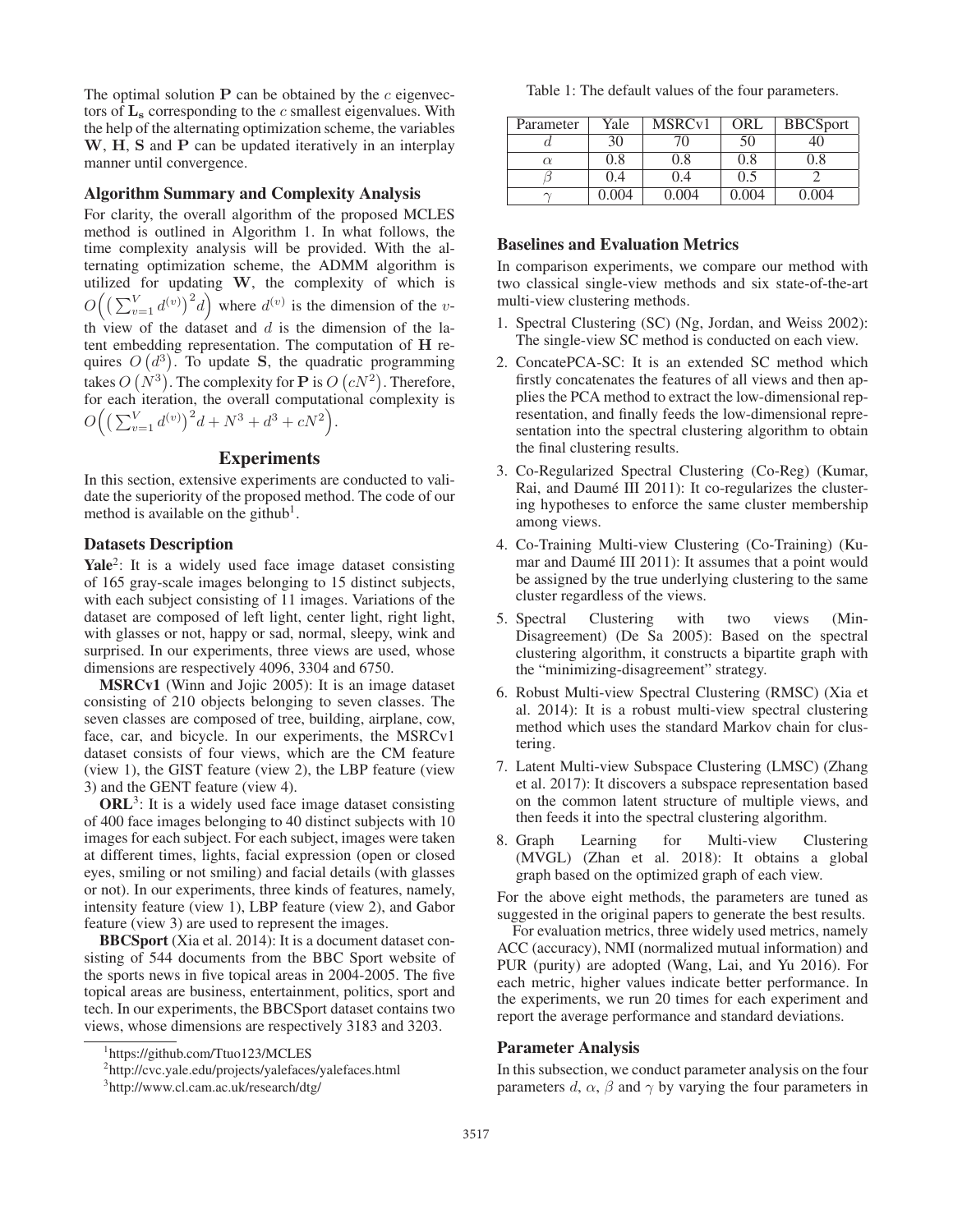The optimal solution $\mathbf{P}$ can be obtained by the $c$ eigenvectors of $\mathbf{L_s}$ corresponding to the $c$ smallest eigenvalues. With the help of the alternating optimization scheme, the variables $\mathbf{W}$, $\mathbf{H}$, $\mathbf{S}$ and $\mathbf{P}$ can be updated iteratively in an interplay manner until convergence.

### Algorithm Summary and Complexity Analysis

For clarity, the overall algorithm of the proposed MCLES method is outlined in Algorithm 1. In what follows, the time complexity analysis will be provided. With the alternating optimization scheme, the ADMM algorithm is utilized for updating $\mathbf{W}$, the complexity of which is $O\Big(\big(\sum_{v=1}^{V} d^{(v)}\big)^2 d\Big)$ where $d^{(v)}$ is the dimension of the $v$-th view of the dataset and $d$ is the dimension of the latent embedding representation. The computation of $\mathbf{H}$ requires $O\left(d^3\right)$. To update $\mathbf{S}$, the quadratic programming takes $O\left(N^3\right)$. The complexity for $\mathbf{P}$ is $O\left(cN^2\right)$. Therefore, for each iteration, the overall computational complexity is $O\Big(\big(\sum_{v=1}^{V} d^{(v)}\big)^2 d + N^3 + d^3 + cN^2\Big)$.

## Experiments

In this section, extensive experiments are conducted to validate the superiority of the proposed method. The code of our method is available on the github[1].

### Datasets Description

**Yale**[2]: It is a widely used face image dataset consisting of 165 gray-scale images belonging to 15 distinct subjects, with each subject consisting of 11 images. Variations of the dataset are composed of left light, center light, right light, with glasses or not, happy or sad, normal, sleepy, wink and surprised. In our experiments, three views are used, whose dimensions are respectively 4096, 3304 and 6750.

**MSRCv1** (Winn and Jojic 2005): It is an image dataset consisting of 210 objects belonging to seven classes. The seven classes are composed of tree, building, airplane, cow, face, car, and bicycle. In our experiments, the MSRCv1 dataset consists of four views, which are the CM feature (view 1), the GIST feature (view 2), the LBP feature (view 3) and the GENT feature (view 4).

**ORL**[3]: It is a widely used face image dataset consisting of 400 face images belonging to 40 distinct subjects with 10 images for each subject. For each subject, images were taken at different times, lights, facial expression (open or closed eyes, smiling or not smiling) and facial details (with glasses or not). In our experiments, three kinds of features, namely, intensity feature (view 1), LBP feature (view 2), and Gabor feature (view 3) are used to represent the images.

**BBCSport** (Xia et al. 2014): It is a document dataset consisting of 544 documents from the BBC Sport website of the sports news in five topical areas in 2004-2005. The five topical areas are business, entertainment, politics, sport and tech. In our experiments, the BBCSport dataset contains two views, whose dimensions are respectively 3183 and 3203.

[1] https://github.com/Ttuo123/MCLES

[2] http://cvc.yale.edu/projects/yalefaces/yalefaces.html

[3] http://www.cl.cam.ac.uk/research/dtg/

Table 1: The default values of the four parameters.

| Parameter | Yale | MSRCv1 | ORL | BBCSport |
|---|---|---|---|---|
| $d$ | 30 | 70 | 50 | 40 |
| $\alpha$ | 0.8 | 0.8 | 0.8 | 0.8 |
| $\beta$ | 0.4 | 0.4 | 0.5 | 2 |
| $\gamma$ | 0.004 | 0.004 | 0.004 | 0.004 |

### Baselines and Evaluation Metrics

In comparison experiments, we compare our method with two classical single-view methods and six state-of-the-art multi-view clustering methods.

1. Spectral Clustering (SC) (Ng, Jordan, and Weiss 2002): The single-view SC method is conducted on each view.
2. ConcatePCA-SC: It is an extended SC method which firstly concatenates the features of all views and then applies the PCA method to extract the low-dimensional representation, and finally feeds the low-dimensional representation into the spectral clustering algorithm to obtain the final clustering results.
3. Co-Regularized Spectral Clustering (Co-Reg) (Kumar, Rai, and Daumé III 2011): It co-regularizes the clustering hypotheses to enforce the same cluster membership among views.
4. Co-Training Multi-view Clustering (Co-Training) (Kumar and Daumé III 2011): It assumes that a point would be assigned by the true underlying clustering to the same cluster regardless of the views.
5. Spectral Clustering with two views (Min-Disagreement) (De Sa 2005): Based on the spectral clustering algorithm, it constructs a bipartite graph with the "minimizing-disagreement" strategy.
6. Robust Multi-view Spectral Clustering (RMSC) (Xia et al. 2014): It is a robust multi-view spectral clustering method which uses the standard Markov chain for clustering.
7. Latent Multi-view Subspace Clustering (LMSC) (Zhang et al. 2017): It discovers a subspace representation based on the common latent structure of multiple views, and then feeds it into the spectral clustering algorithm.
8. Graph Learning for Multi-view Clustering (MVGL) (Zhan et al. 2018): It obtains a global graph based on the optimized graph of each view.

For the above eight methods, the parameters are tuned as suggested in the original papers to generate the best results.

For evaluation metrics, three widely used metrics, namely ACC (accuracy), NMI (normalized mutual information) and PUR (purity) are adopted (Wang, Lai, and Yu 2016). For each metric, higher values indicate better performance. In the experiments, we run 20 times for each experiment and report the average performance and standard deviations.

### Parameter Analysis

In this subsection, we conduct parameter analysis on the four parameters $d$, $\alpha$, $\beta$ and $\gamma$ by varying the four parameters in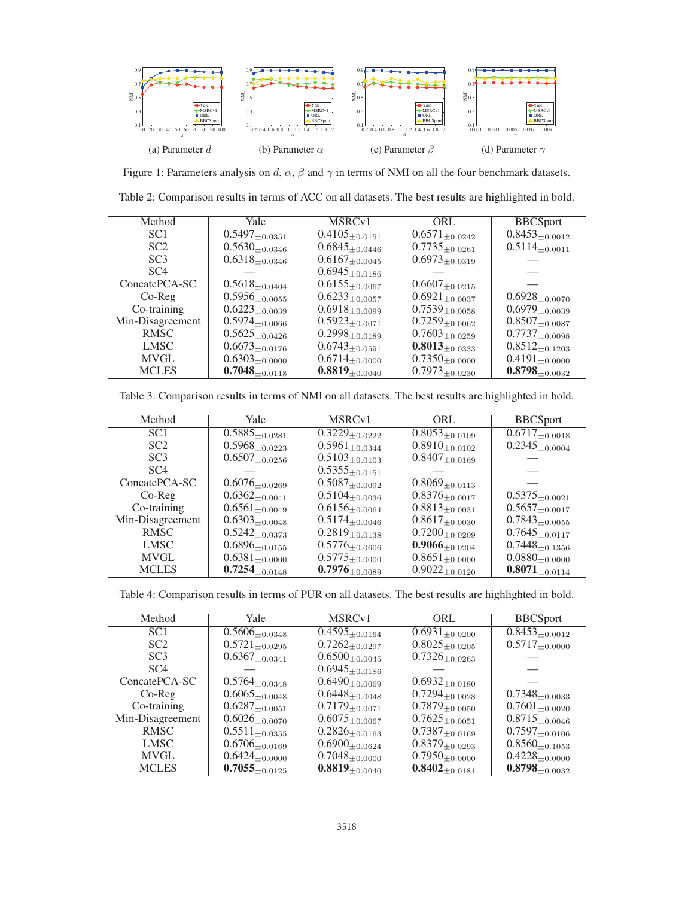(a) Parameter $d$ (b) Parameter $\alpha$ (c) Parameter $\beta$ (d) Parameter $\gamma$

Figure 1: Parameters analysis on $d$, $\alpha$, $\beta$ and $\gamma$ in terms of NMI on all the four benchmark datasets.

Table 2: Comparison results in terms of ACC on all datasets. The best results are highlighted in bold.

| Method | Yale | MSRCv1 | ORL | BBCSport |
|---|---|---|---|---|
| SC1 | $0.5497_{\pm 0.0351}$ | $0.4105_{\pm 0.0151}$ | $0.6571_{\pm 0.0242}$ | $0.8453_{\pm 0.0012}$ |
| SC2 | $0.5630_{\pm 0.0346}$ | $0.6845_{\pm 0.0446}$ | $0.7735_{\pm 0.0261}$ | $0.5114_{\pm 0.0011}$ |
| SC3 | $0.6318_{\pm 0.0346}$ | $0.6167_{\pm 0.0045}$ | $0.6973_{\pm 0.0319}$ | — |
| SC4 | — | $0.6945_{\pm 0.0186}$ | — | — |
| ConcatePCA-SC | $0.5618_{\pm 0.0404}$ | $0.6155_{\pm 0.0067}$ | $0.6607_{\pm 0.0215}$ | — |
| Co-Reg | $0.5956_{\pm 0.0055}$ | $0.6233_{\pm 0.0057}$ | $0.6921_{\pm 0.0037}$ | $0.6928_{\pm 0.0070}$ |
| Co-training | $0.6223_{\pm 0.0039}$ | $0.6918_{\pm 0.0099}$ | $0.7539_{\pm 0.0058}$ | $0.6979_{\pm 0.0039}$ |
| Min-Disagreement | $0.5974_{\pm 0.0066}$ | $0.5923_{\pm 0.0071}$ | $0.7259_{\pm 0.0062}$ | $0.8507_{\pm 0.0087}$ |
| RMSC | $0.5625_{\pm 0.0426}$ | $0.2998_{\pm 0.0189}$ | $0.7603_{\pm 0.0259}$ | $0.7737_{\pm 0.0098}$ |
| LMSC | $0.6673_{\pm 0.0176}$ | $0.6743_{\pm 0.0591}$ | $\mathbf{0.8013}_{\pm 0.0333}$ | $0.8512_{\pm 0.1203}$ |
| MVGL | $0.6303_{\pm 0.0000}$ | $0.6714_{\pm 0.0000}$ | $0.7350_{\pm 0.0000}$ | $0.4191_{\pm 0.0000}$ |
| MCLES | $\mathbf{0.7048}_{\pm 0.0118}$ | $\mathbf{0.8819}_{\pm 0.0040}$ | $0.7973_{\pm 0.0230}$ | $\mathbf{0.8798}_{\pm 0.0032}$ |

Table 3: Comparison results in terms of NMI on all datasets. The best results are highlighted in bold.

| Method | Yale | MSRCv1 | ORL | BBCSport |
|---|---|---|---|---|
| SC1 | $0.5885_{\pm 0.0281}$ | $0.3229_{\pm 0.0222}$ | $0.8053_{\pm 0.0109}$ | $0.6717_{\pm 0.0018}$ |
| SC2 | $0.5968_{\pm 0.0223}$ | $0.5961_{\pm 0.0344}$ | $0.8910_{\pm 0.0102}$ | $0.2345_{\pm 0.0004}$ |
| SC3 | $0.6507_{\pm 0.0256}$ | $0.5103_{\pm 0.0103}$ | $0.8407_{\pm 0.0169}$ | — |
| SC4 | — | $0.5355_{\pm 0.0151}$ | — | — |
| ConcatePCA-SC | $0.6076_{\pm 0.0269}$ | $0.5087_{\pm 0.0092}$ | $0.8069_{\pm 0.0113}$ | — |
| Co-Reg | $0.6362_{\pm 0.0041}$ | $0.5104_{\pm 0.0036}$ | $0.8376_{\pm 0.0017}$ | $0.5375_{\pm 0.0021}$ |
| Co-training | $0.6561_{\pm 0.0049}$ | $0.6156_{\pm 0.0064}$ | $0.8813_{\pm 0.0031}$ | $0.5657_{\pm 0.0017}$ |
| Min-Disagreement | $0.6303_{\pm 0.0048}$ | $0.5174_{\pm 0.0046}$ | $0.8617_{\pm 0.0030}$ | $0.7843_{\pm 0.0055}$ |
| RMSC | $0.5242_{\pm 0.0373}$ | $0.2819_{\pm 0.0138}$ | $0.7200_{\pm 0.0209}$ | $0.7645_{\pm 0.0117}$ |
| LMSC | $0.6896_{\pm 0.0155}$ | $0.5776_{\pm 0.0606}$ | $\mathbf{0.9066}_{\pm 0.0204}$ | $0.7448_{\pm 0.1356}$ |
| MVGL | $0.6381_{\pm 0.0000}$ | $0.5775_{\pm 0.0000}$ | $0.8651_{\pm 0.0000}$ | $0.0880_{\pm 0.0000}$ |
| MCLES | $\mathbf{0.7254}_{\pm 0.0148}$ | $\mathbf{0.7976}_{\pm 0.0089}$ | $0.9022_{\pm 0.0120}$ | $\mathbf{0.8071}_{\pm 0.0114}$ |

Table 4: Comparison results in terms of PUR on all datasets. The best results are highlighted in bold.

| Method | Yale | MSRCv1 | ORL | BBCSport |
|---|---|---|---|---|
| SC1 | $0.5606_{\pm 0.0348}$ | $0.4595_{\pm 0.0164}$ | $0.6931_{\pm 0.0200}$ | $0.8453_{\pm 0.0012}$ |
| SC2 | $0.5721_{\pm 0.0295}$ | $0.7262_{\pm 0.0297}$ | $0.8025_{\pm 0.0205}$ | $0.5717_{\pm 0.0000}$ |
| SC3 | $0.6367_{\pm 0.0341}$ | $0.6500_{\pm 0.0045}$ | $0.7326_{\pm 0.0263}$ | — |
| SC4 | — | $0.6945_{\pm 0.0186}$ | — | — |
| ConcatePCA-SC | $0.5764_{\pm 0.0348}$ | $0.6490_{\pm 0.0069}$ | $0.6932_{\pm 0.0180}$ | — |
| Co-Reg | $0.6065_{\pm 0.0048}$ | $0.6448_{\pm 0.0048}$ | $0.7294_{\pm 0.0028}$ | $0.7348_{\pm 0.0033}$ |
| Co-training | $0.6287_{\pm 0.0051}$ | $0.7179_{\pm 0.0071}$ | $0.7879_{\pm 0.0050}$ | $0.7601_{\pm 0.0020}$ |
| Min-Disagreement | $0.6026_{\pm 0.0070}$ | $0.6075_{\pm 0.0067}$ | $0.7625_{\pm 0.0051}$ | $0.8715_{\pm 0.0046}$ |
| RMSC | $0.5511_{\pm 0.0355}$ | $0.2826_{\pm 0.0163}$ | $0.7387_{\pm 0.0169}$ | $0.7597_{\pm 0.0106}$ |
| LMSC | $0.6706_{\pm 0.0169}$ | $0.6900_{\pm 0.0624}$ | $0.8379_{\pm 0.0293}$ | $0.8560_{\pm 0.1053}$ |
| MVGL | $0.6424_{\pm 0.0000}$ | $0.7048_{\pm 0.0000}$ | $0.7950_{\pm 0.0000}$ | $0.4228_{\pm 0.0000}$ |
| MCLES | $\mathbf{0.7055}_{\pm 0.0125}$ | $\mathbf{0.8819}_{\pm 0.0040}$ | $\mathbf{0.8402}_{\pm 0.0181}$ | $\mathbf{0.8798}_{\pm 0.0032}$ |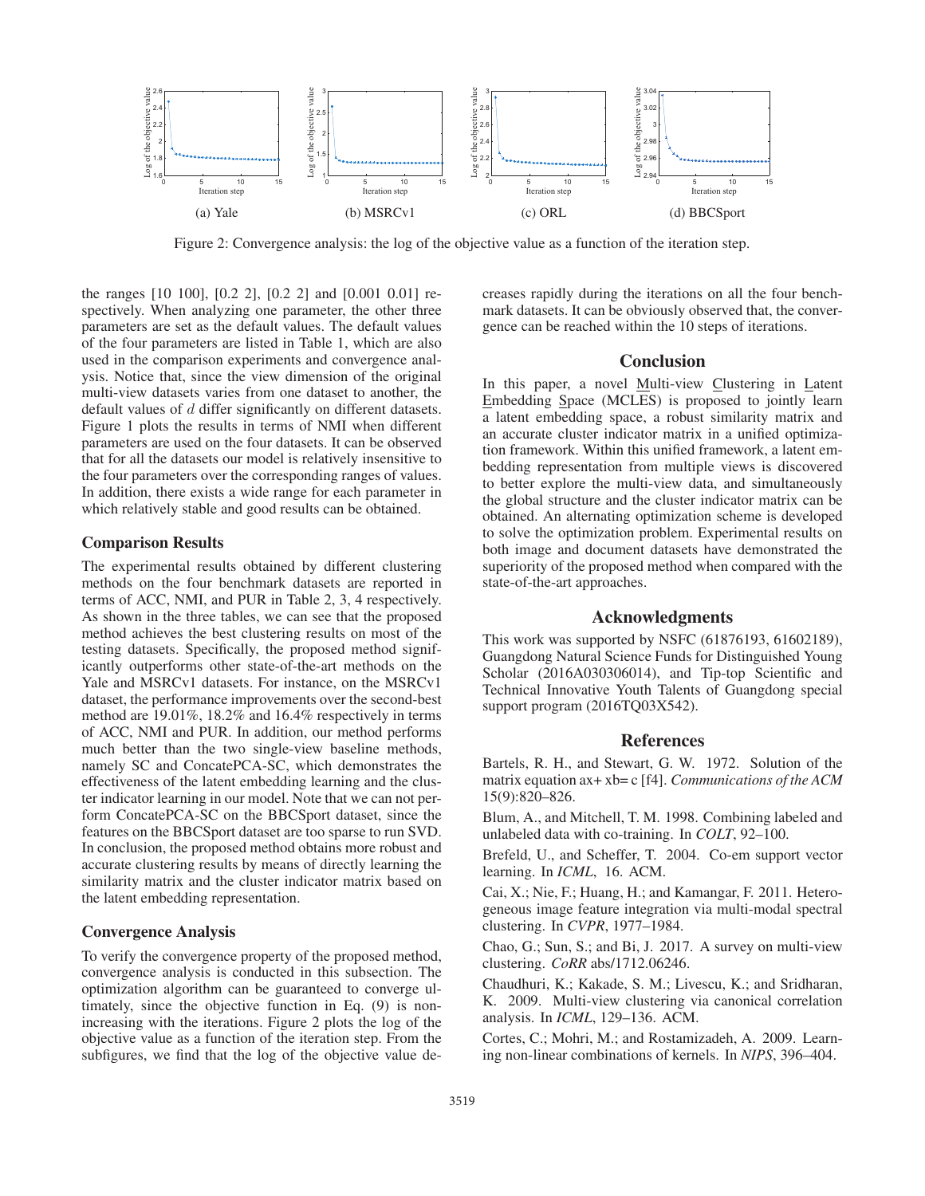Figure 2: Convergence analysis: the log of the objective value as a function of the iteration step.

the ranges [10 100], [0.2 2], [0.2 2] and [0.001 0.01] respectively. When analyzing one parameter, the other three parameters are set as the default values. The default values of the four parameters are listed in Table 1, which are also used in the comparison experiments and convergence analysis. Notice that, since the view dimension of the original multi-view datasets varies from one dataset to another, the default values of $d$ differ significantly on different datasets. Figure 1 plots the results in terms of NMI when different parameters are used on the four datasets. It can be observed that for all the datasets our model is relatively insensitive to the four parameters over the corresponding ranges of values. In addition, there exists a wide range for each parameter in which relatively stable and good results can be obtained.

### Comparison Results

The experimental results obtained by different clustering methods on the four benchmark datasets are reported in terms of ACC, NMI, and PUR in Table 2, 3, 4 respectively. As shown in the three tables, we can see that the proposed method achieves the best clustering results on most of the testing datasets. Specifically, the proposed method significantly outperforms other state-of-the-art methods on the Yale and MSRCv1 datasets. For instance, on the MSRCv1 dataset, the performance improvements over the second-best method are 19.01%, 18.2% and 16.4% respectively in terms of ACC, NMI and PUR. In addition, our method performs much better than the two single-view baseline methods, namely SC and ConcatePCA-SC, which demonstrates the effectiveness of the latent embedding learning and the cluster indicator learning in our model. Note that we can not perform ConcatePCA-SC on the BBCSport dataset, since the features on the BBCSport dataset are too sparse to run SVD. In conclusion, the proposed method obtains more robust and accurate clustering results by means of directly learning the similarity matrix and the cluster indicator matrix based on the latent embedding representation.

### Convergence Analysis

To verify the convergence property of the proposed method, convergence analysis is conducted in this subsection. The optimization algorithm can be guaranteed to converge ultimately, since the objective function in Eq. (9) is non-increasing with the iterations. Figure 2 plots the log of the objective value as a function of the iteration step. From the subfigures, we find that the log of the objective value decreases rapidly during the iterations on all the four benchmark datasets. It can be obviously observed that, the convergence can be reached within the 10 steps of iterations.

## Conclusion

In this paper, a novel Multi-view Clustering in Latent Embedding Space (MCLES) is proposed to jointly learn a latent embedding space, a robust similarity matrix and an accurate cluster indicator matrix in a unified optimization framework. Within this unified framework, a latent embedding representation from multiple views is discovered to better explore the multi-view data, and simultaneously the global structure and the cluster indicator matrix can be obtained. An alternating optimization scheme is developed to solve the optimization problem. Experimental results on both image and document datasets have demonstrated the superiority of the proposed method when compared with the state-of-the-art approaches.

## Acknowledgments

This work was supported by NSFC (61876193, 61602189), Guangdong Natural Science Funds for Distinguished Young Scholar (2016A030306014), and Tip-top Scientific and Technical Innovative Youth Talents of Guangdong special support program (2016TQ03X542).

## References

Bartels, R. H., and Stewart, G. W. 1972. Solution of the matrix equation ax+ xb= c [f4]. *Communications of the ACM* 15(9):820–826.

Blum, A., and Mitchell, T. M. 1998. Combining labeled and unlabeled data with co-training. In *COLT*, 92–100.

Brefeld, U., and Scheffer, T. 2004. Co-em support vector learning. In *ICML*, 16. ACM.

Cai, X.; Nie, F.; Huang, H.; and Kamangar, F. 2011. Heterogeneous image feature integration via multi-modal spectral clustering. In *CVPR*, 1977–1984.

Chao, G.; Sun, S.; and Bi, J. 2017. A survey on multi-view clustering. *CoRR* abs/1712.06246.

Chaudhuri, K.; Kakade, S. M.; Livescu, K.; and Sridharan, K. 2009. Multi-view clustering via canonical correlation analysis. In *ICML*, 129–136. ACM.

Cortes, C.; Mohri, M.; and Rostamizadeh, A. 2009. Learning non-linear combinations of kernels. In *NIPS*, 396–404.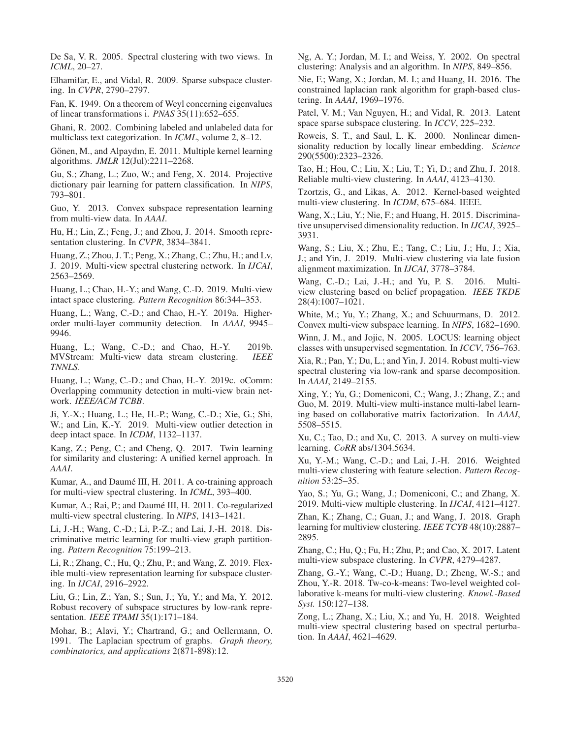De Sa, V. R. 2005. Spectral clustering with two views. In *ICML*, 20–27.

Elhamifar, E., and Vidal, R. 2009. Sparse subspace clustering. In *CVPR*, 2790–2797.

Fan, K. 1949. On a theorem of Weyl concerning eigenvalues of linear transformations i. *PNAS* 35(11):652–655.

Ghani, R. 2002. Combining labeled and unlabeled data for multiclass text categorization. In *ICML*, volume 2, 8–12.

Gönen, M., and Alpaydın, E. 2011. Multiple kernel learning algorithms. *JMLR* 12(Jul):2211–2268.

Gu, S.; Zhang, L.; Zuo, W.; and Feng, X. 2014. Projective dictionary pair learning for pattern classification. In *NIPS*, 793–801.

Guo, Y. 2013. Convex subspace representation learning from multi-view data. In *AAAI*.

Hu, H.; Lin, Z.; Feng, J.; and Zhou, J. 2014. Smooth representation clustering. In *CVPR*, 3834–3841.

Huang, Z.; Zhou, J. T.; Peng, X.; Zhang, C.; Zhu, H.; and Lv, J. 2019. Multi-view spectral clustering network. In *IJCAI*, 2563–2569.

Huang, L.; Chao, H.-Y.; and Wang, C.-D. 2019. Multi-view intact space clustering. *Pattern Recognition* 86:344–353.

Huang, L.; Wang, C.-D.; and Chao, H.-Y. 2019a. Higher-order multi-layer community detection. In *AAAI*, 9945–9946.

Huang, L.; Wang, C.-D.; and Chao, H.-Y. 2019b. MVStream: Multi-view data stream clustering. *IEEE TNNLS*.

Huang, L.; Wang, C.-D.; and Chao, H.-Y. 2019c. oComm: Overlapping community detection in multi-view brain network. *IEEE/ACM TCBB*.

Ji, Y.-X.; Huang, L.; He, H.-P.; Wang, C.-D.; Xie, G.; Shi, W.; and Lin, K.-Y. 2019. Multi-view outlier detection in deep intact space. In *ICDM*, 1132–1137.

Kang, Z.; Peng, C.; and Cheng, Q. 2017. Twin learning for similarity and clustering: A unified kernel approach. In *AAAI*.

Kumar, A., and Daumé III, H. 2011. A co-training approach for multi-view spectral clustering. In *ICML*, 393–400.

Kumar, A.; Rai, P.; and Daumé III, H. 2011. Co-regularized multi-view spectral clustering. In *NIPS*, 1413–1421.

Li, J.-H.; Wang, C.-D.; Li, P.-Z.; and Lai, J.-H. 2018. Discriminative metric learning for multi-view graph partitioning. *Pattern Recognition* 75:199–213.

Li, R.; Zhang, C.; Hu, Q.; Zhu, P.; and Wang, Z. 2019. Flexible multi-view representation learning for subspace clustering. In *IJCAI*, 2916–2922.

Liu, G.; Lin, Z.; Yan, S.; Sun, J.; Yu, Y.; and Ma, Y. 2012. Robust recovery of subspace structures by low-rank representation. *IEEE TPAMI* 35(1):171–184.

Mohar, B.; Alavi, Y.; Chartrand, G.; and Oellermann, O. 1991. The Laplacian spectrum of graphs. *Graph theory, combinatorics, and applications* 2(871-898):12.

Ng, A. Y.; Jordan, M. I.; and Weiss, Y. 2002. On spectral clustering: Analysis and an algorithm. In *NIPS*, 849–856.

Nie, F.; Wang, X.; Jordan, M. I.; and Huang, H. 2016. The constrained laplacian rank algorithm for graph-based clustering. In *AAAI*, 1969–1976.

Patel, V. M.; Van Nguyen, H.; and Vidal, R. 2013. Latent space sparse subspace clustering. In *ICCV*, 225–232.

Roweis, S. T., and Saul, L. K. 2000. Nonlinear dimensionality reduction by locally linear embedding. *Science* 290(5500):2323–2326.

Tao, H.; Hou, C.; Liu, X.; Liu, T.; Yi, D.; and Zhu, J. 2018. Reliable multi-view clustering. In *AAAI*, 4123–4130.

Tzortzis, G., and Likas, A. 2012. Kernel-based weighted multi-view clustering. In *ICDM*, 675–684. IEEE.

Wang, X.; Liu, Y.; Nie, F.; and Huang, H. 2015. Discriminative unsupervised dimensionality reduction. In *IJCAI*, 3925–3931.

Wang, S.; Liu, X.; Zhu, E.; Tang, C.; Liu, J.; Hu, J.; Xia, J.; and Yin, J. 2019. Multi-view clustering via late fusion alignment maximization. In *IJCAI*, 3778–3784.

Wang, C.-D.; Lai, J.-H.; and Yu, P. S. 2016. Multi-view clustering based on belief propagation. *IEEE TKDE* 28(4):1007–1021.

White, M.; Yu, Y.; Zhang, X.; and Schuurmans, D. 2012. Convex multi-view subspace learning. In *NIPS*, 1682–1690.

Winn, J. M., and Jojic, N. 2005. LOCUS: learning object classes with unsupervised segmentation. In *ICCV*, 756–763.

Xia, R.; Pan, Y.; Du, L.; and Yin, J. 2014. Robust multi-view spectral clustering via low-rank and sparse decomposition. In *AAAI*, 2149–2155.

Xing, Y.; Yu, G.; Domeniconi, C.; Wang, J.; Zhang, Z.; and Guo, M. 2019. Multi-view multi-instance multi-label learning based on collaborative matrix factorization. In *AAAI*, 5508–5515.

Xu, C.; Tao, D.; and Xu, C. 2013. A survey on multi-view learning. *CoRR* abs/1304.5634.

Xu, Y.-M.; Wang, C.-D.; and Lai, J.-H. 2016. Weighted multi-view clustering with feature selection. *Pattern Recognition* 53:25–35.

Yao, S.; Yu, G.; Wang, J.; Domeniconi, C.; and Zhang, X. 2019. Multi-view multiple clustering. In *IJCAI*, 4121–4127.

Zhan, K.; Zhang, C.; Guan, J.; and Wang, J. 2018. Graph learning for multiview clustering. *IEEE TCYB* 48(10):2887–2895.

Zhang, C.; Hu, Q.; Fu, H.; Zhu, P.; and Cao, X. 2017. Latent multi-view subspace clustering. In *CVPR*, 4279–4287.

Zhang, G.-Y.; Wang, C.-D.; Huang, D.; Zheng, W.-S.; and Zhou, Y.-R. 2018. Tw-co-k-means: Two-level weighted collaborative k-means for multi-view clustering. *Knowl.-Based Syst.* 150:127–138.

Zong, L.; Zhang, X.; Liu, X.; and Yu, H. 2018. Weighted multi-view spectral clustering based on spectral perturbation. In *AAAI*, 4621–4629.